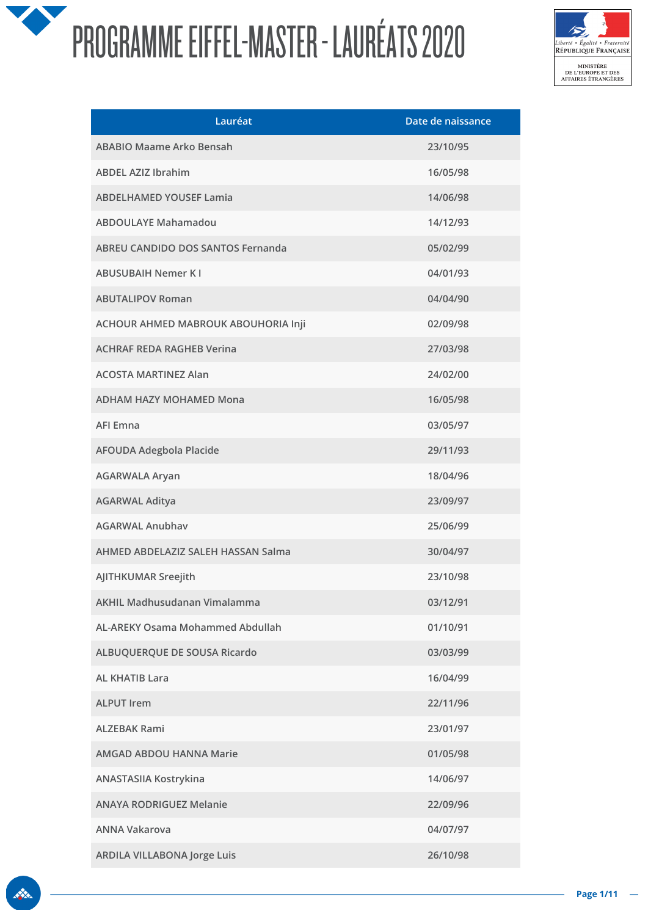# PROGRAMME EIFFEL-MASTER - LAURÉATS 2020

| Lauréat | Date de naissance |
| --- | --- |
| ABABIO Maame Arko Bensah | 23/10/95 |
| ABDEL AZIZ Ibrahim | 16/05/98 |
| ABDELHAMED YOUSEF Lamia | 14/06/98 |
| ABDOULAYE Mahamadou | 14/12/93 |
| ABREU CANDIDO DOS SANTOS Fernanda | 05/02/99 |
| ABUSUBAIH Nemer K I | 04/01/93 |
| ABUTALIPOV Roman | 04/04/90 |
| ACHOUR AHMED MABROUK ABOUHORIA Inji | 02/09/98 |
| ACHRAF REDA RAGHEB Verina | 27/03/98 |
| ACOSTA MARTINEZ Alan | 24/02/00 |
| ADHAM HAZY MOHAMED Mona | 16/05/98 |
| AFI Emna | 03/05/97 |
| AFOUDA Adegbola Placide | 29/11/93 |
| AGARWALA Aryan | 18/04/96 |
| AGARWAL Aditya | 23/09/97 |
| AGARWAL Anubhav | 25/06/99 |
| AHMED ABDELAZIZ SALEH HASSAN Salma | 30/04/97 |
| AJITHKUMAR Sreejith | 23/10/98 |
| AKHIL Madhusudanan Vimalamma | 03/12/91 |
| AL-AREKY Osama Mohammed Abdullah | 01/10/91 |
| ALBUQUERQUE DE SOUSA Ricardo | 03/03/99 |
| AL KHATIB Lara | 16/04/99 |
| ALPUT Irem | 22/11/96 |
| ALZEBAK Rami | 23/01/97 |
| AMGAD ABDOU HANNA Marie | 01/05/98 |
| ANASTASIIA Kostrykina | 14/06/97 |
| ANAYA RODRIGUEZ Melanie | 22/09/96 |
| ANNA Vakarova | 04/07/97 |
| ARDILA VILLABONA Jorge Luis | 26/10/98 |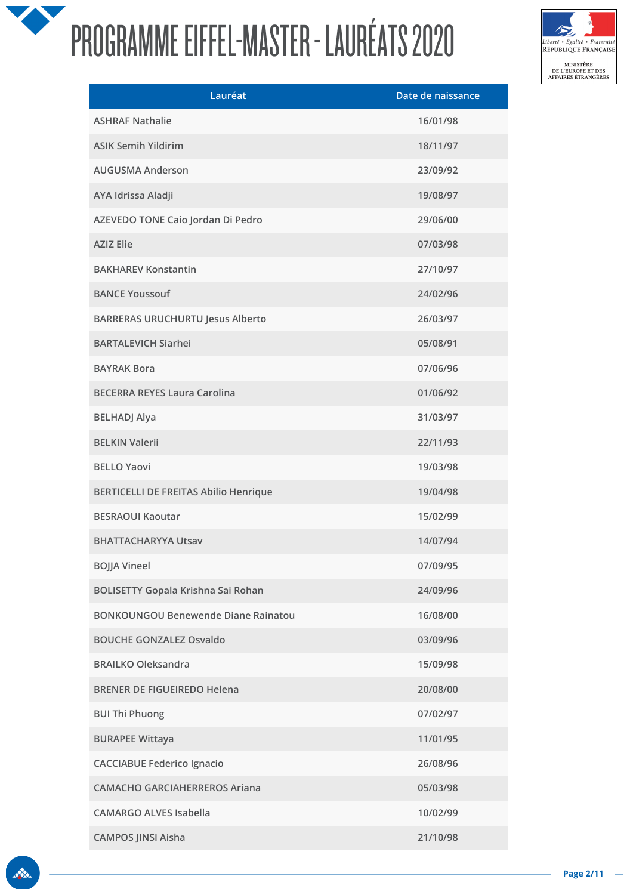# PROGRAMME EIFFEL-MASTER - LAURÉATS 2020

| Lauréat | Date de naissance |
|---|---|
| ASHRAF Nathalie | 16/01/98 |
| ASIK Semih Yildirim | 18/11/97 |
| AUGUSMA Anderson | 23/09/92 |
| AYA Idrissa Aladji | 19/08/97 |
| AZEVEDO TONE Caio Jordan Di Pedro | 29/06/00 |
| AZIZ Elie | 07/03/98 |
| BAKHAREV Konstantin | 27/10/97 |
| BANCE Youssouf | 24/02/96 |
| BARRERAS URUCHURTU Jesus Alberto | 26/03/97 |
| BARTALEVICH Siarhei | 05/08/91 |
| BAYRAK Bora | 07/06/96 |
| BECERRA REYES Laura Carolina | 01/06/92 |
| BELHADJ Alya | 31/03/97 |
| BELKIN Valerii | 22/11/93 |
| BELLO Yaovi | 19/03/98 |
| BERTICELLI DE FREITAS Abilio Henrique | 19/04/98 |
| BESRAOUI Kaoutar | 15/02/99 |
| BHATTACHARYYA Utsav | 14/07/94 |
| BOJJA Vineel | 07/09/95 |
| BOLISETTY Gopala Krishna Sai Rohan | 24/09/96 |
| BONKOUNGOU Benewende Diane Rainatou | 16/08/00 |
| BOUCHE GONZALEZ Osvaldo | 03/09/96 |
| BRAILKO Oleksandra | 15/09/98 |
| BRENER DE FIGUEIREDO Helena | 20/08/00 |
| BUI Thi Phuong | 07/02/97 |
| BURAPEE Wittaya | 11/01/95 |
| CACCIABUE Federico Ignacio | 26/08/96 |
| CAMACHO GARCIAHERREROS Ariana | 05/03/98 |
| CAMARGO ALVES Isabella | 10/02/99 |
| CAMPOS JINSI Aisha | 21/10/98 |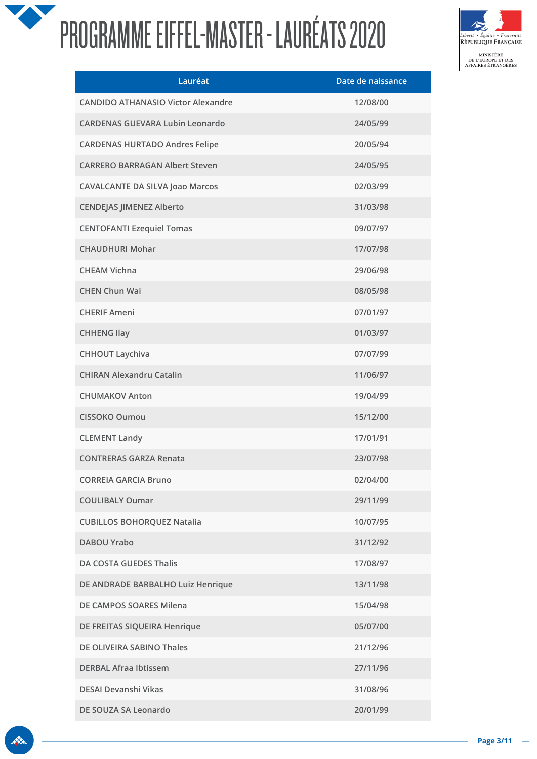# PROGRAMME EIFFEL-MASTER - LAURÉATS 2020

| Lauréat | Date de naissance |
|---|---|
| CANDIDO ATHANASIO Victor Alexandre | 12/08/00 |
| CARDENAS GUEVARA Lubin Leonardo | 24/05/99 |
| CARDENAS HURTADO Andres Felipe | 20/05/94 |
| CARRERO BARRAGAN Albert Steven | 24/05/95 |
| CAVALCANTE DA SILVA Joao Marcos | 02/03/99 |
| CENDEJAS JIMENEZ Alberto | 31/03/98 |
| CENTOFANTI Ezequiel Tomas | 09/07/97 |
| CHAUDHURI Mohar | 17/07/98 |
| CHEAM Vichna | 29/06/98 |
| CHEN Chun Wai | 08/05/98 |
| CHERIF Ameni | 07/01/97 |
| CHHENG Ilay | 01/03/97 |
| CHHOUT Laychiva | 07/07/99 |
| CHIRAN Alexandru Catalin | 11/06/97 |
| CHUMAKOV Anton | 19/04/99 |
| CISSOKO Oumou | 15/12/00 |
| CLEMENT Landy | 17/01/91 |
| CONTRERAS GARZA Renata | 23/07/98 |
| CORREIA GARCIA Bruno | 02/04/00 |
| COULIBALY Oumar | 29/11/99 |
| CUBILLOS BOHORQUEZ Natalia | 10/07/95 |
| DABOU Yrabo | 31/12/92 |
| DA COSTA GUEDES Thalis | 17/08/97 |
| DE ANDRADE BARBALHO Luiz Henrique | 13/11/98 |
| DE CAMPOS SOARES Milena | 15/04/98 |
| DE FREITAS SIQUEIRA Henrique | 05/07/00 |
| DE OLIVEIRA SABINO Thales | 21/12/96 |
| DERBAL Afraa Ibtissem | 27/11/96 |
| DESAI Devanshi Vikas | 31/08/96 |
| DE SOUZA SA Leonardo | 20/01/99 |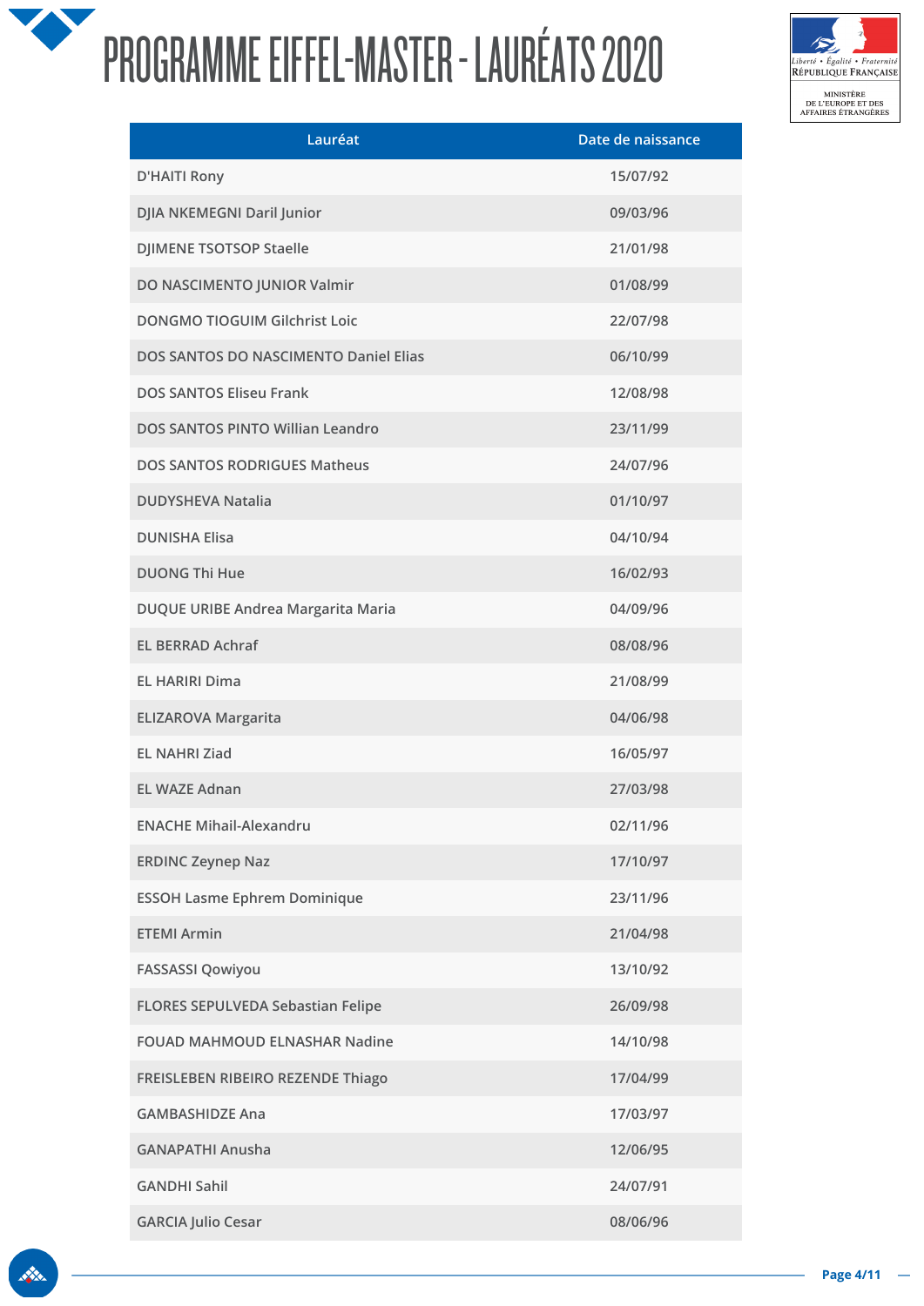# PROGRAMME EIFFEL-MASTER - LAURÉATS 2020

| Lauréat | Date de naissance |
|---|---|
| D'HAITI Rony | 15/07/92 |
| DJIA NKEMEGNI Daril Junior | 09/03/96 |
| DJIMENE TSOTSOP Staelle | 21/01/98 |
| DO NASCIMENTO JUNIOR Valmir | 01/08/99 |
| DONGMO TIOGUIM Gilchrist Loic | 22/07/98 |
| DOS SANTOS DO NASCIMENTO Daniel Elias | 06/10/99 |
| DOS SANTOS Eliseu Frank | 12/08/98 |
| DOS SANTOS PINTO Willian Leandro | 23/11/99 |
| DOS SANTOS RODRIGUES Matheus | 24/07/96 |
| DUDYSHEVA Natalia | 01/10/97 |
| DUNISHA Elisa | 04/10/94 |
| DUONG Thi Hue | 16/02/93 |
| DUQUE URIBE Andrea Margarita Maria | 04/09/96 |
| EL BERRAD Achraf | 08/08/96 |
| EL HARIRI Dima | 21/08/99 |
| ELIZAROVA Margarita | 04/06/98 |
| EL NAHRI Ziad | 16/05/97 |
| EL WAZE Adnan | 27/03/98 |
| ENACHE Mihail-Alexandru | 02/11/96 |
| ERDINC Zeynep Naz | 17/10/97 |
| ESSOH Lasme Ephrem Dominique | 23/11/96 |
| ETEMI Armin | 21/04/98 |
| FASSASSI Qowiyou | 13/10/92 |
| FLORES SEPULVEDA Sebastian Felipe | 26/09/98 |
| FOUAD MAHMOUD ELNASHAR Nadine | 14/10/98 |
| FREISLEBEN RIBEIRO REZENDE Thiago | 17/04/99 |
| GAMBASHIDZE Ana | 17/03/97 |
| GANAPATHI Anusha | 12/06/95 |
| GANDHI Sahil | 24/07/91 |
| GARCIA Julio Cesar | 08/06/96 |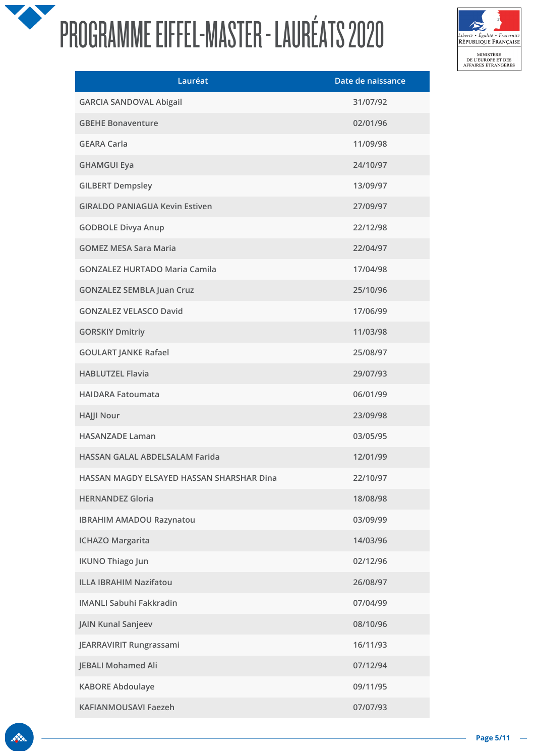# PROGRAMME EIFFEL-MASTER - LAURÉATS 2020

| Lauréat | Date de naissance |
| --- | --- |
| GARCIA SANDOVAL Abigail | 31/07/92 |
| GBEHE Bonaventure | 02/01/96 |
| GEARA Carla | 11/09/98 |
| GHAMGUI Eya | 24/10/97 |
| GILBERT Dempsley | 13/09/97 |
| GIRALDO PANIAGUA Kevin Estiven | 27/09/97 |
| GODBOLE Divya Anup | 22/12/98 |
| GOMEZ MESA Sara Maria | 22/04/97 |
| GONZALEZ HURTADO Maria Camila | 17/04/98 |
| GONZALEZ SEMBLA Juan Cruz | 25/10/96 |
| GONZALEZ VELASCO David | 17/06/99 |
| GORSKIY Dmitriy | 11/03/98 |
| GOULART JANKE Rafael | 25/08/97 |
| HABLUTZEL Flavia | 29/07/93 |
| HAIDARA Fatoumata | 06/01/99 |
| HAJJI Nour | 23/09/98 |
| HASANZADE Laman | 03/05/95 |
| HASSAN GALAL ABDELSALAM Farida | 12/01/99 |
| HASSAN MAGDY ELSAYED HASSAN SHARSHAR Dina | 22/10/97 |
| HERNANDEZ Gloria | 18/08/98 |
| IBRAHIM AMADOU Razynatou | 03/09/99 |
| ICHAZO Margarita | 14/03/96 |
| IKUNO Thiago Jun | 02/12/96 |
| ILLA IBRAHIM Nazifatou | 26/08/97 |
| IMANLI Sabuhi Fakkradin | 07/04/99 |
| JAIN Kunal Sanjeev | 08/10/96 |
| JEARRAVIRIT Rungrassami | 16/11/93 |
| JEBALI Mohamed Ali | 07/12/94 |
| KABORE Abdoulaye | 09/11/95 |
| KAFIANMOUSAVI Faezeh | 07/07/93 |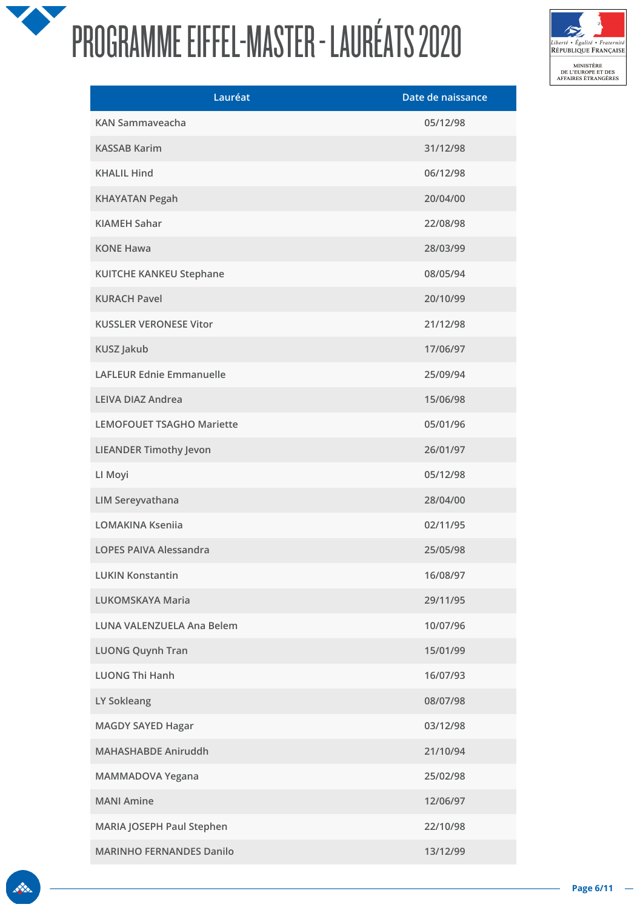# PROGRAMME EIFFEL-MASTER - LAURÉATS 2020

| Lauréat | Date de naissance |
| --- | --- |
| KAN Sammaveacha | 05/12/98 |
| KASSAB Karim | 31/12/98 |
| KHALIL Hind | 06/12/98 |
| KHAYATAN Pegah | 20/04/00 |
| KIAMEH Sahar | 22/08/98 |
| KONE Hawa | 28/03/99 |
| KUITCHE KANKEU Stephane | 08/05/94 |
| KURACH Pavel | 20/10/99 |
| KUSSLER VERONESE Vitor | 21/12/98 |
| KUSZ Jakub | 17/06/97 |
| LAFLEUR Ednie Emmanuelle | 25/09/94 |
| LEIVA DIAZ Andrea | 15/06/98 |
| LEMOFOUET TSAGHO Mariette | 05/01/96 |
| LIEANDER Timothy Jevon | 26/01/97 |
| LI Moyi | 05/12/98 |
| LIM Sereyvathana | 28/04/00 |
| LOMAKINA Kseniia | 02/11/95 |
| LOPES PAIVA Alessandra | 25/05/98 |
| LUKIN Konstantin | 16/08/97 |
| LUKOMSKAYA Maria | 29/11/95 |
| LUNA VALENZUELA Ana Belem | 10/07/96 |
| LUONG Quynh Tran | 15/01/99 |
| LUONG Thi Hanh | 16/07/93 |
| LY Sokleang | 08/07/98 |
| MAGDY SAYED Hagar | 03/12/98 |
| MAHASHABDE Aniruddh | 21/10/94 |
| MAMMADOVA Yegana | 25/02/98 |
| MANI Amine | 12/06/97 |
| MARIA JOSEPH Paul Stephen | 22/10/98 |
| MARINHO FERNANDES Danilo | 13/12/99 |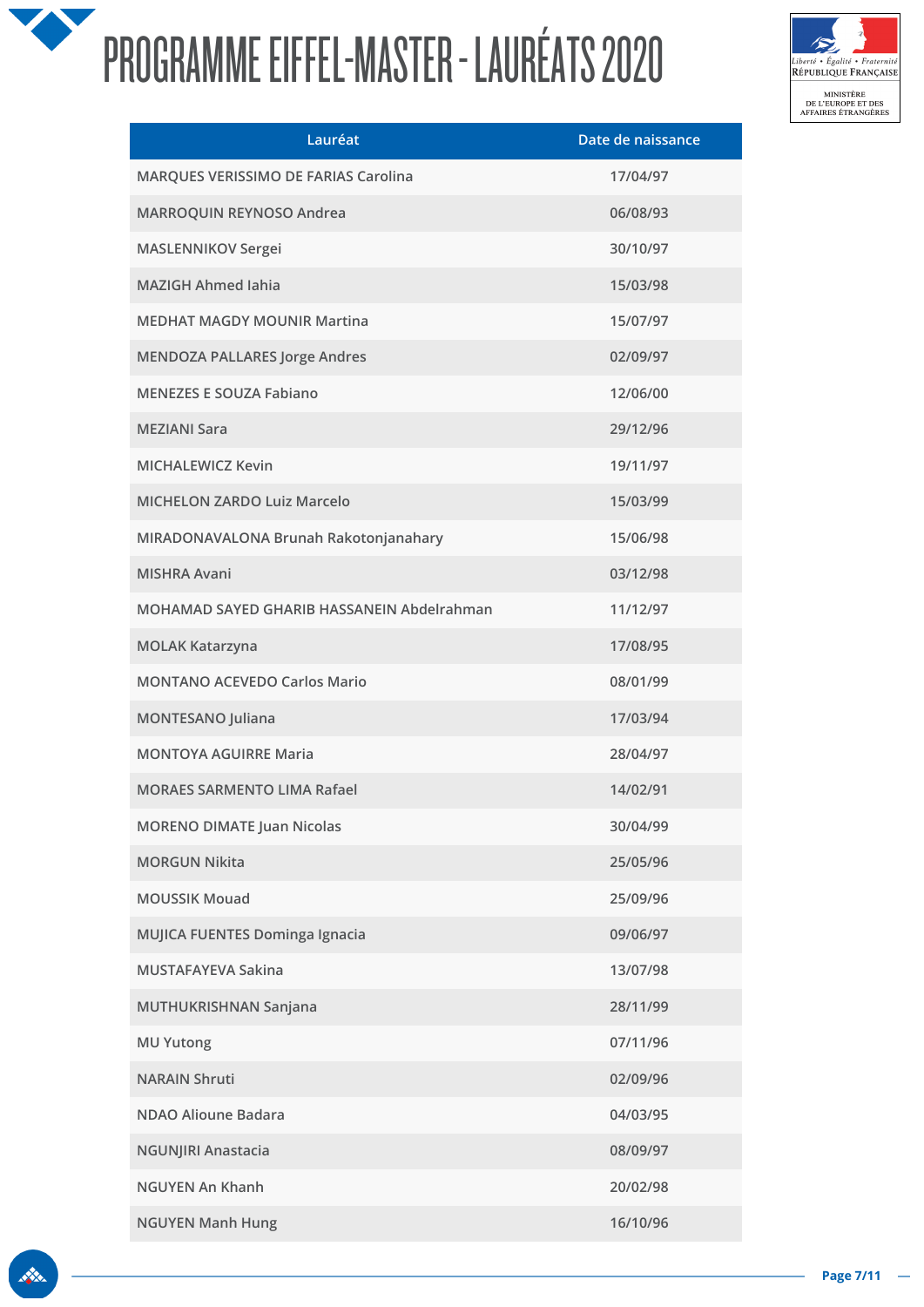# PROGRAMME EIFFEL-MASTER - LAURÉATS 2020

| Lauréat | Date de naissance |
|---|---|
| MARQUES VERISSIMO DE FARIAS Carolina | 17/04/97 |
| MARROQUIN REYNOSO Andrea | 06/08/93 |
| MASLENNIKOV Sergei | 30/10/97 |
| MAZIGH Ahmed Iahia | 15/03/98 |
| MEDHAT MAGDY MOUNIR Martina | 15/07/97 |
| MENDOZA PALLARES Jorge Andres | 02/09/97 |
| MENEZES E SOUZA Fabiano | 12/06/00 |
| MEZIANI Sara | 29/12/96 |
| MICHALEWICZ Kevin | 19/11/97 |
| MICHELON ZARDO Luiz Marcelo | 15/03/99 |
| MIRADONAVALONA Brunah Rakotonjanahary | 15/06/98 |
| MISHRA Avani | 03/12/98 |
| MOHAMAD SAYED GHARIB HASSANEIN Abdelrahman | 11/12/97 |
| MOLAK Katarzyna | 17/08/95 |
| MONTANO ACEVEDO Carlos Mario | 08/01/99 |
| MONTESANO Juliana | 17/03/94 |
| MONTOYA AGUIRRE Maria | 28/04/97 |
| MORAES SARMENTO LIMA Rafael | 14/02/91 |
| MORENO DIMATE Juan Nicolas | 30/04/99 |
| MORGUN Nikita | 25/05/96 |
| MOUSSIK Mouad | 25/09/96 |
| MUJICA FUENTES Dominga Ignacia | 09/06/97 |
| MUSTAFAYEVA Sakina | 13/07/98 |
| MUTHUKRISHNAN Sanjana | 28/11/99 |
| MU Yutong | 07/11/96 |
| NARAIN Shruti | 02/09/96 |
| NDAO Alioune Badara | 04/03/95 |
| NGUNJIRI Anastacia | 08/09/97 |
| NGUYEN An Khanh | 20/02/98 |
| NGUYEN Manh Hung | 16/10/96 |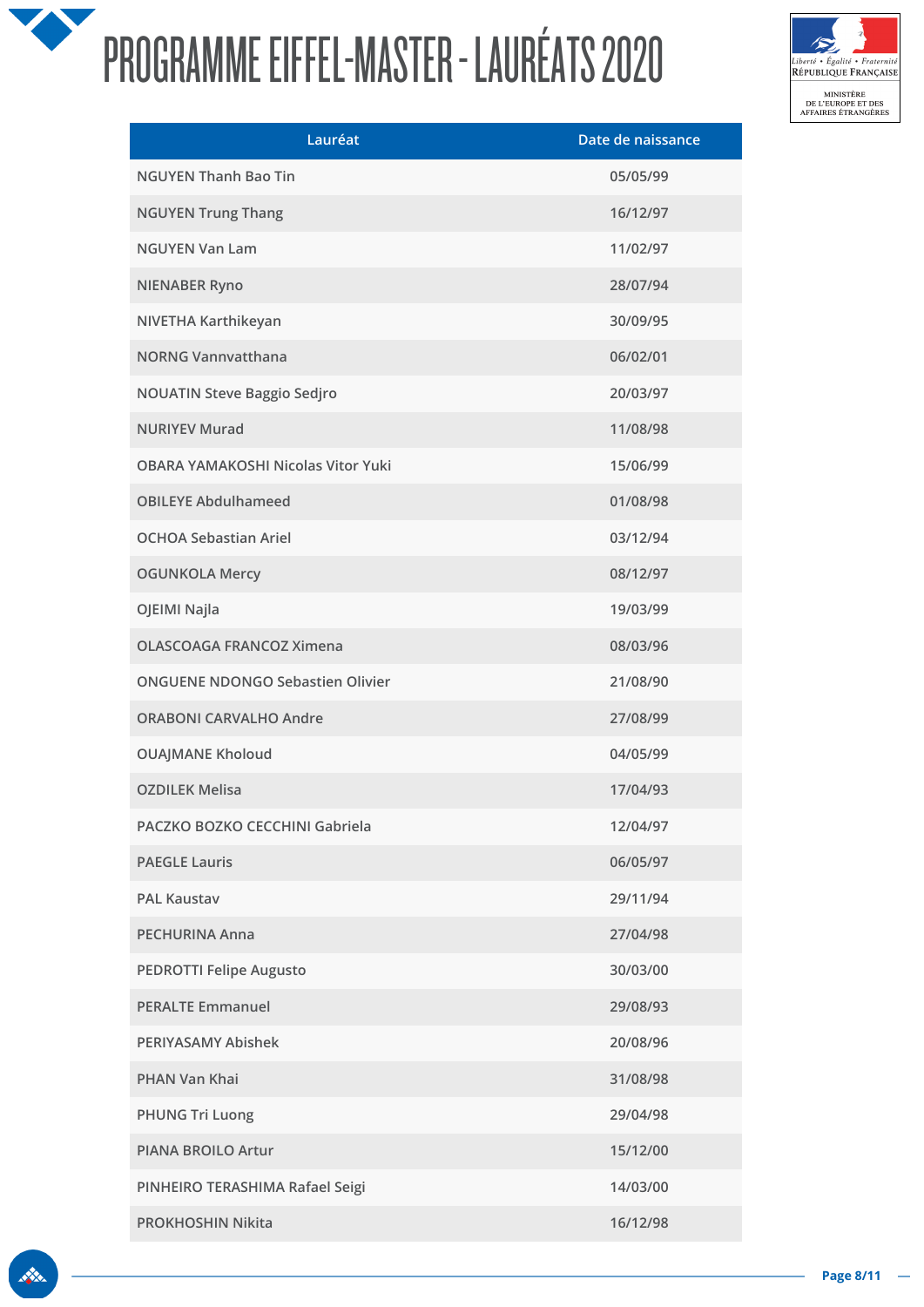# PROGRAMME EIFFEL-MASTER - LAURÉATS 2020

| Lauréat | Date de naissance |
| --- | --- |
| NGUYEN Thanh Bao Tin | 05/05/99 |
| NGUYEN Trung Thang | 16/12/97 |
| NGUYEN Van Lam | 11/02/97 |
| NIENABER Ryno | 28/07/94 |
| NIVETHA Karthikeyan | 30/09/95 |
| NORNG Vannvatthana | 06/02/01 |
| NOUATIN Steve Baggio Sedjro | 20/03/97 |
| NURIYEV Murad | 11/08/98 |
| OBARA YAMAKOSHI Nicolas Vitor Yuki | 15/06/99 |
| OBILEYE Abdulhameed | 01/08/98 |
| OCHOA Sebastian Ariel | 03/12/94 |
| OGUNKOLA Mercy | 08/12/97 |
| OJEIMI Najla | 19/03/99 |
| OLASCOAGA FRANCOZ Ximena | 08/03/96 |
| ONGUENE NDONGO Sebastien Olivier | 21/08/90 |
| ORABONI CARVALHO Andre | 27/08/99 |
| OUAJMANE Kholoud | 04/05/99 |
| OZDILEK Melisa | 17/04/93 |
| PACZKO BOZKO CECCHINI Gabriela | 12/04/97 |
| PAEGLE Lauris | 06/05/97 |
| PAL Kaustav | 29/11/94 |
| PECHURINA Anna | 27/04/98 |
| PEDROTTI Felipe Augusto | 30/03/00 |
| PERALTE Emmanuel | 29/08/93 |
| PERIYASAMY Abishek | 20/08/96 |
| PHAN Van Khai | 31/08/98 |
| PHUNG Tri Luong | 29/04/98 |
| PIANA BROILO Artur | 15/12/00 |
| PINHEIRO TERASHIMA Rafael Seigi | 14/03/00 |
| PROKHOSHIN Nikita | 16/12/98 |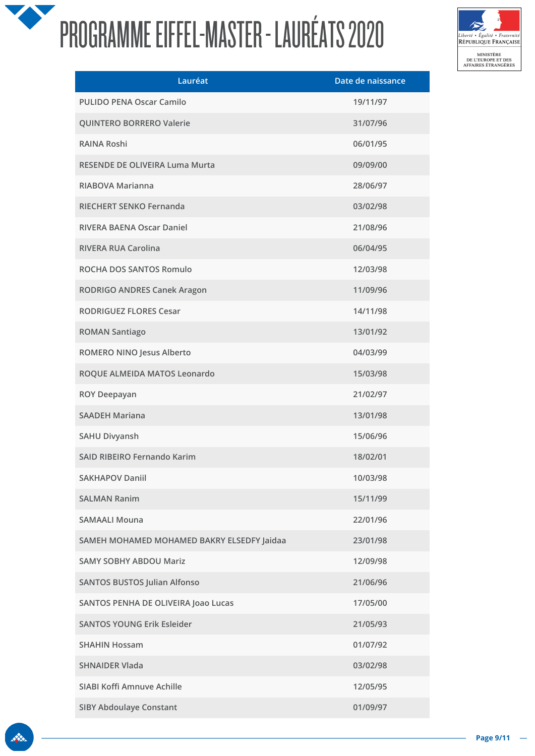# PROGRAMME EIFFEL-MASTER - LAURÉATS 2020

| Lauréat | Date de naissance |
|---|---|
| PULIDO PENA Oscar Camilo | 19/11/97 |
| QUINTERO BORRERO Valerie | 31/07/96 |
| RAINA Roshi | 06/01/95 |
| RESENDE DE OLIVEIRA Luma Murta | 09/09/00 |
| RIABOVA Marianna | 28/06/97 |
| RIECHERT SENKO Fernanda | 03/02/98 |
| RIVERA BAENA Oscar Daniel | 21/08/96 |
| RIVERA RUA Carolina | 06/04/95 |
| ROCHA DOS SANTOS Romulo | 12/03/98 |
| RODRIGO ANDRES Canek Aragon | 11/09/96 |
| RODRIGUEZ FLORES Cesar | 14/11/98 |
| ROMAN Santiago | 13/01/92 |
| ROMERO NINO Jesus Alberto | 04/03/99 |
| ROQUE ALMEIDA MATOS Leonardo | 15/03/98 |
| ROY Deepayan | 21/02/97 |
| SAADEH Mariana | 13/01/98 |
| SAHU Divyansh | 15/06/96 |
| SAID RIBEIRO Fernando Karim | 18/02/01 |
| SAKHAPOV Daniil | 10/03/98 |
| SALMAN Ranim | 15/11/99 |
| SAMAALI Mouna | 22/01/96 |
| SAMEH MOHAMED MOHAMED BAKRY ELSEDFY Jaidaa | 23/01/98 |
| SAMY SOBHY ABDOU Mariz | 12/09/98 |
| SANTOS BUSTOS Julian Alfonso | 21/06/96 |
| SANTOS PENHA DE OLIVEIRA Joao Lucas | 17/05/00 |
| SANTOS YOUNG Erik Esleider | 21/05/93 |
| SHAHIN Hossam | 01/07/92 |
| SHNAIDER Vlada | 03/02/98 |
| SIABI Koffi Amnuve Achille | 12/05/95 |
| SIBY Abdoulaye Constant | 01/09/97 |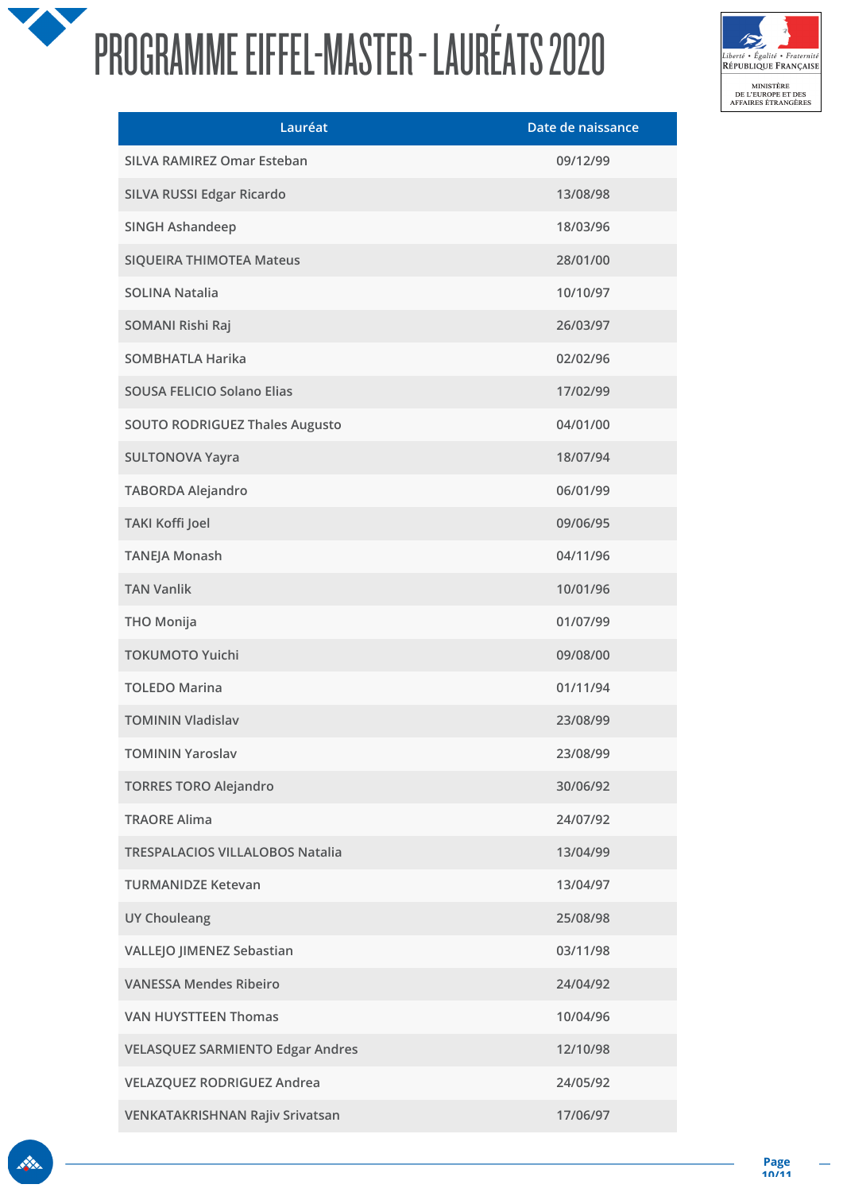# PROGRAMME EIFFEL-MASTER - LAURÉATS 2020

| Lauréat | Date de naissance |
|---|---|
| SILVA RAMIREZ Omar Esteban | 09/12/99 |
| SILVA RUSSI Edgar Ricardo | 13/08/98 |
| SINGH Ashandeep | 18/03/96 |
| SIQUEIRA THIMOTEA Mateus | 28/01/00 |
| SOLINA Natalia | 10/10/97 |
| SOMANI Rishi Raj | 26/03/97 |
| SOMBHATLA Harika | 02/02/96 |
| SOUSA FELICIO Solano Elias | 17/02/99 |
| SOUTO RODRIGUEZ Thales Augusto | 04/01/00 |
| SULTONOVA Yayra | 18/07/94 |
| TABORDA Alejandro | 06/01/99 |
| TAKI Koffi Joel | 09/06/95 |
| TANEJA Monash | 04/11/96 |
| TAN Vanlik | 10/01/96 |
| THO Monija | 01/07/99 |
| TOKUMOTO Yuichi | 09/08/00 |
| TOLEDO Marina | 01/11/94 |
| TOMININ Vladislav | 23/08/99 |
| TOMININ Yaroslav | 23/08/99 |
| TORRES TORO Alejandro | 30/06/92 |
| TRAORE Alima | 24/07/92 |
| TRESPALACIOS VILLALOBOS Natalia | 13/04/99 |
| TURMANIDZE Ketevan | 13/04/97 |
| UY Chouleang | 25/08/98 |
| VALLEJO JIMENEZ Sebastian | 03/11/98 |
| VANESSA Mendes Ribeiro | 24/04/92 |
| VAN HUYSTTEEN Thomas | 10/04/96 |
| VELASQUEZ SARMIENTO Edgar Andres | 12/10/98 |
| VELAZQUEZ RODRIGUEZ Andrea | 24/05/92 |
| VENKATAKRISHNAN Rajiv Srivatsan | 17/06/97 |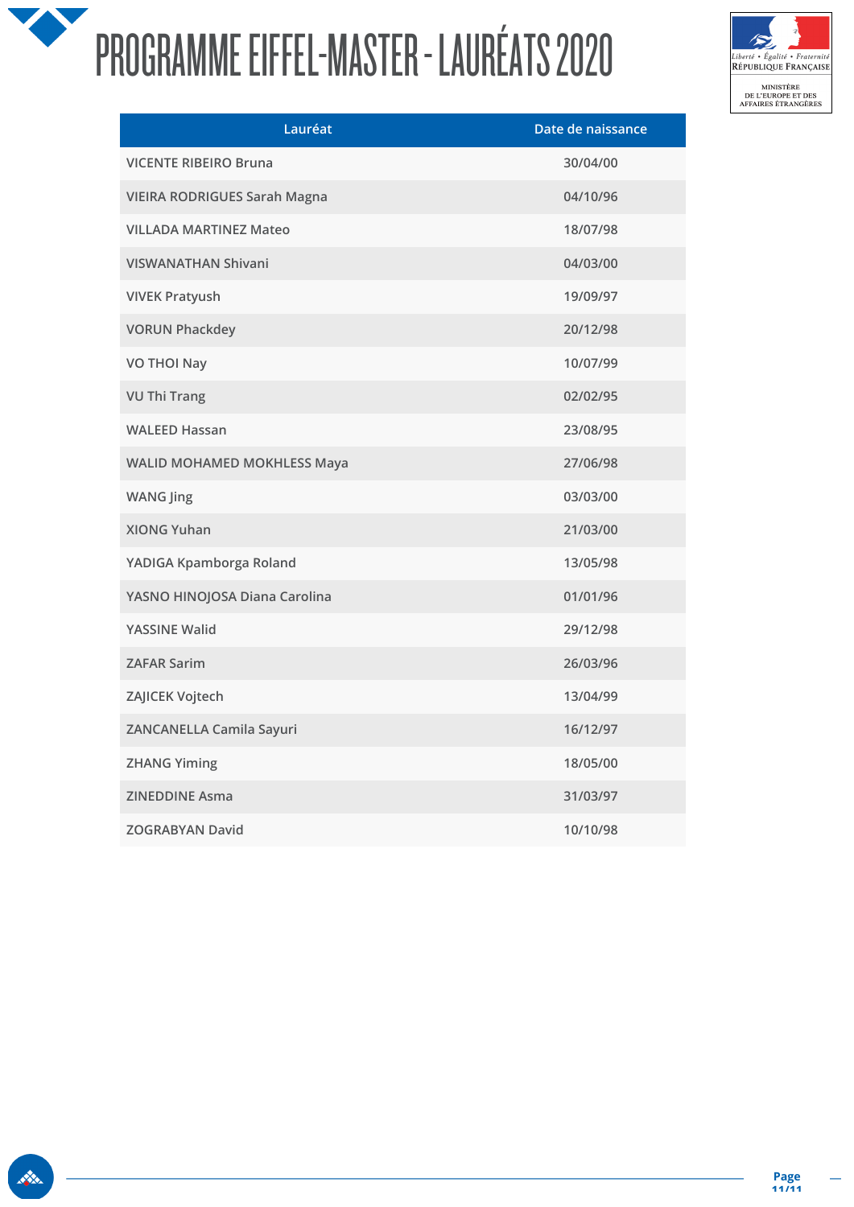# PROGRAMME EIFFEL-MASTER - LAURÉATS 2020

| Lauréat | Date de naissance |
| --- | --- |
| VICENTE RIBEIRO Bruna | 30/04/00 |
| VIEIRA RODRIGUES Sarah Magna | 04/10/96 |
| VILLADA MARTINEZ Mateo | 18/07/98 |
| VISWANATHAN Shivani | 04/03/00 |
| VIVEK Pratyush | 19/09/97 |
| VORUN Phackdey | 20/12/98 |
| VO THOI Nay | 10/07/99 |
| VU Thi Trang | 02/02/95 |
| WALEED Hassan | 23/08/95 |
| WALID MOHAMED MOKHLESS Maya | 27/06/98 |
| WANG Jing | 03/03/00 |
| XIONG Yuhan | 21/03/00 |
| YADIGA Kpamborga Roland | 13/05/98 |
| YASNO HINOJOSA Diana Carolina | 01/01/96 |
| YASSINE Walid | 29/12/98 |
| ZAFAR Sarim | 26/03/96 |
| ZAJICEK Vojtech | 13/04/99 |
| ZANCANELLA Camila Sayuri | 16/12/97 |
| ZHANG Yiming | 18/05/00 |
| ZINEDDINE Asma | 31/03/97 |
| ZOGRABYAN David | 10/10/98 |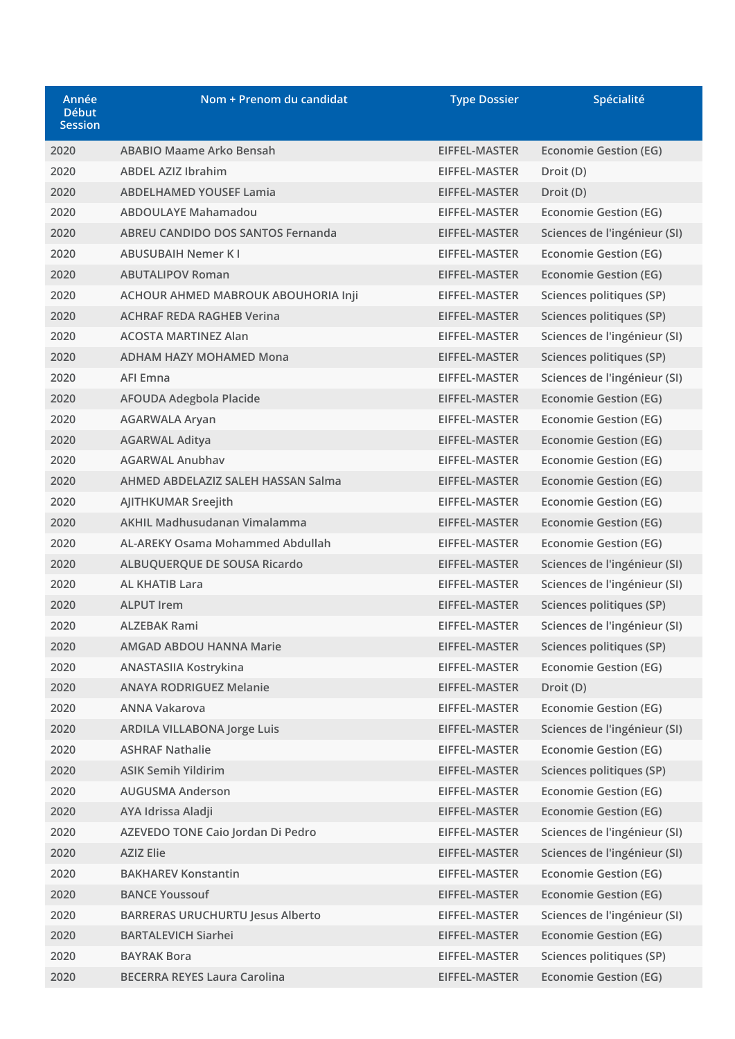| Année Début Session | Nom + Prenom du candidat | Type Dossier | Spécialité |
|---|---|---|---|
| 2020 | ABABIO Maame Arko Bensah | EIFFEL-MASTER | Economie Gestion (EG) |
| 2020 | ABDEL AZIZ Ibrahim | EIFFEL-MASTER | Droit (D) |
| 2020 | ABDELHAMED YOUSEF Lamia | EIFFEL-MASTER | Droit (D) |
| 2020 | ABDOULAYE Mahamadou | EIFFEL-MASTER | Economie Gestion (EG) |
| 2020 | ABREU CANDIDO DOS SANTOS Fernanda | EIFFEL-MASTER | Sciences de l'ingénieur (SI) |
| 2020 | ABUSUBAIH Nemer K I | EIFFEL-MASTER | Economie Gestion (EG) |
| 2020 | ABUTALIPOV Roman | EIFFEL-MASTER | Economie Gestion (EG) |
| 2020 | ACHOUR AHMED MABROUK ABOUHORIA Inji | EIFFEL-MASTER | Sciences politiques (SP) |
| 2020 | ACHRAF REDA RAGHEB Verina | EIFFEL-MASTER | Sciences politiques (SP) |
| 2020 | ACOSTA MARTINEZ Alan | EIFFEL-MASTER | Sciences de l'ingénieur (SI) |
| 2020 | ADHAM HAZY MOHAMED Mona | EIFFEL-MASTER | Sciences politiques (SP) |
| 2020 | AFI Emna | EIFFEL-MASTER | Sciences de l'ingénieur (SI) |
| 2020 | AFOUDA Adegbola Placide | EIFFEL-MASTER | Economie Gestion (EG) |
| 2020 | AGARWALA Aryan | EIFFEL-MASTER | Economie Gestion (EG) |
| 2020 | AGARWAL Aditya | EIFFEL-MASTER | Economie Gestion (EG) |
| 2020 | AGARWAL Anubhav | EIFFEL-MASTER | Economie Gestion (EG) |
| 2020 | AHMED ABDELAZIZ SALEH HASSAN Salma | EIFFEL-MASTER | Economie Gestion (EG) |
| 2020 | AJITHKUMAR Sreejith | EIFFEL-MASTER | Economie Gestion (EG) |
| 2020 | AKHIL Madhusudanan Vimalamma | EIFFEL-MASTER | Economie Gestion (EG) |
| 2020 | AL-AREKY Osama Mohammed Abdullah | EIFFEL-MASTER | Economie Gestion (EG) |
| 2020 | ALBUQUERQUE DE SOUSA Ricardo | EIFFEL-MASTER | Sciences de l'ingénieur (SI) |
| 2020 | AL KHATIB Lara | EIFFEL-MASTER | Sciences de l'ingénieur (SI) |
| 2020 | ALPUT Irem | EIFFEL-MASTER | Sciences politiques (SP) |
| 2020 | ALZEBAK Rami | EIFFEL-MASTER | Sciences de l'ingénieur (SI) |
| 2020 | AMGAD ABDOU HANNA Marie | EIFFEL-MASTER | Sciences politiques (SP) |
| 2020 | ANASTASIIA Kostrykina | EIFFEL-MASTER | Economie Gestion (EG) |
| 2020 | ANAYA RODRIGUEZ Melanie | EIFFEL-MASTER | Droit (D) |
| 2020 | ANNA Vakarova | EIFFEL-MASTER | Economie Gestion (EG) |
| 2020 | ARDILA VILLABONA Jorge Luis | EIFFEL-MASTER | Sciences de l'ingénieur (SI) |
| 2020 | ASHRAF Nathalie | EIFFEL-MASTER | Economie Gestion (EG) |
| 2020 | ASIK Semih Yildirim | EIFFEL-MASTER | Sciences politiques (SP) |
| 2020 | AUGUSMA Anderson | EIFFEL-MASTER | Economie Gestion (EG) |
| 2020 | AYA Idrissa Aladji | EIFFEL-MASTER | Economie Gestion (EG) |
| 2020 | AZEVEDO TONE Caio Jordan Di Pedro | EIFFEL-MASTER | Sciences de l'ingénieur (SI) |
| 2020 | AZIZ Elie | EIFFEL-MASTER | Sciences de l'ingénieur (SI) |
| 2020 | BAKHAREV Konstantin | EIFFEL-MASTER | Economie Gestion (EG) |
| 2020 | BANCE Youssouf | EIFFEL-MASTER | Economie Gestion (EG) |
| 2020 | BARRERAS URUCHURTU Jesus Alberto | EIFFEL-MASTER | Sciences de l'ingénieur (SI) |
| 2020 | BARTALEVICH Siarhei | EIFFEL-MASTER | Economie Gestion (EG) |
| 2020 | BAYRAK Bora | EIFFEL-MASTER | Sciences politiques (SP) |
| 2020 | BECERRA REYES Laura Carolina | EIFFEL-MASTER | Economie Gestion (EG) |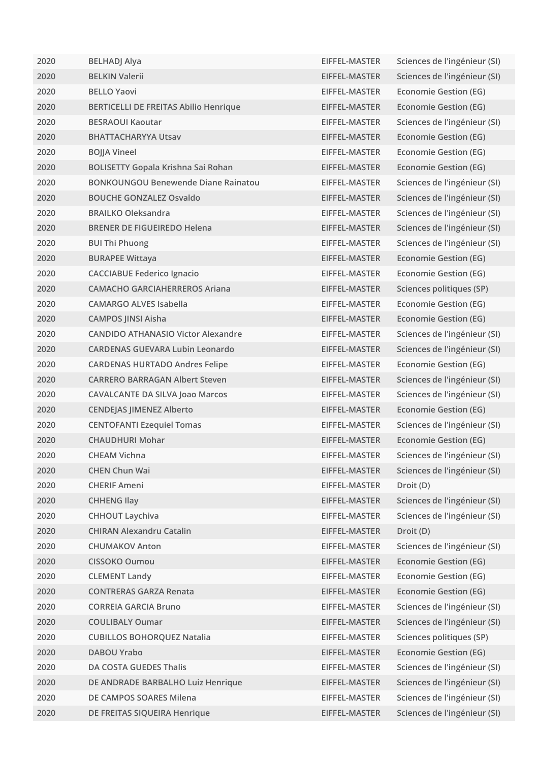| 2020 | BELHADJ Alya | EIFFEL-MASTER | Sciences de l'ingénieur (SI) |
|---|---|---|---|
| 2020 | BELKIN Valerii | EIFFEL-MASTER | Sciences de l'ingénieur (SI) |
| 2020 | BELLO Yaovi | EIFFEL-MASTER | Economie Gestion (EG) |
| 2020 | BERTICELLI DE FREITAS Abilio Henrique | EIFFEL-MASTER | Economie Gestion (EG) |
| 2020 | BESRAOUI Kaoutar | EIFFEL-MASTER | Sciences de l'ingénieur (SI) |
| 2020 | BHATTACHARYYA Utsav | EIFFEL-MASTER | Economie Gestion (EG) |
| 2020 | BOJJA Vineel | EIFFEL-MASTER | Economie Gestion (EG) |
| 2020 | BOLISETTY Gopala Krishna Sai Rohan | EIFFEL-MASTER | Economie Gestion (EG) |
| 2020 | BONKOUNGOU Benewende Diane Rainatou | EIFFEL-MASTER | Sciences de l'ingénieur (SI) |
| 2020 | BOUCHE GONZALEZ Osvaldo | EIFFEL-MASTER | Sciences de l'ingénieur (SI) |
| 2020 | BRAILKO Oleksandra | EIFFEL-MASTER | Sciences de l'ingénieur (SI) |
| 2020 | BRENER DE FIGUEIREDO Helena | EIFFEL-MASTER | Sciences de l'ingénieur (SI) |
| 2020 | BUI Thi Phuong | EIFFEL-MASTER | Sciences de l'ingénieur (SI) |
| 2020 | BURAPEE Wittaya | EIFFEL-MASTER | Economie Gestion (EG) |
| 2020 | CACCIABUE Federico Ignacio | EIFFEL-MASTER | Economie Gestion (EG) |
| 2020 | CAMACHO GARCIAHERREROS Ariana | EIFFEL-MASTER | Sciences politiques (SP) |
| 2020 | CAMARGO ALVES Isabella | EIFFEL-MASTER | Economie Gestion (EG) |
| 2020 | CAMPOS JINSI Aisha | EIFFEL-MASTER | Economie Gestion (EG) |
| 2020 | CANDIDO ATHANASIO Victor Alexandre | EIFFEL-MASTER | Sciences de l'ingénieur (SI) |
| 2020 | CARDENAS GUEVARA Lubin Leonardo | EIFFEL-MASTER | Sciences de l'ingénieur (SI) |
| 2020 | CARDENAS HURTADO Andres Felipe | EIFFEL-MASTER | Economie Gestion (EG) |
| 2020 | CARRERO BARRAGAN Albert Steven | EIFFEL-MASTER | Sciences de l'ingénieur (SI) |
| 2020 | CAVALCANTE DA SILVA Joao Marcos | EIFFEL-MASTER | Sciences de l'ingénieur (SI) |
| 2020 | CENDEJAS JIMENEZ Alberto | EIFFEL-MASTER | Economie Gestion (EG) |
| 2020 | CENTOFANTI Ezequiel Tomas | EIFFEL-MASTER | Sciences de l'ingénieur (SI) |
| 2020 | CHAUDHURI Mohar | EIFFEL-MASTER | Economie Gestion (EG) |
| 2020 | CHEAM Vichna | EIFFEL-MASTER | Sciences de l'ingénieur (SI) |
| 2020 | CHEN Chun Wai | EIFFEL-MASTER | Sciences de l'ingénieur (SI) |
| 2020 | CHERIF Ameni | EIFFEL-MASTER | Droit (D) |
| 2020 | CHHENG Ilay | EIFFEL-MASTER | Sciences de l'ingénieur (SI) |
| 2020 | CHHOUT Laychiva | EIFFEL-MASTER | Sciences de l'ingénieur (SI) |
| 2020 | CHIRAN Alexandru Catalin | EIFFEL-MASTER | Droit (D) |
| 2020 | CHUMAKOV Anton | EIFFEL-MASTER | Sciences de l'ingénieur (SI) |
| 2020 | CISSOKO Oumou | EIFFEL-MASTER | Economie Gestion (EG) |
| 2020 | CLEMENT Landy | EIFFEL-MASTER | Economie Gestion (EG) |
| 2020 | CONTRERAS GARZA Renata | EIFFEL-MASTER | Economie Gestion (EG) |
| 2020 | CORREIA GARCIA Bruno | EIFFEL-MASTER | Sciences de l'ingénieur (SI) |
| 2020 | COULIBALY Oumar | EIFFEL-MASTER | Sciences de l'ingénieur (SI) |
| 2020 | CUBILLOS BOHORQUEZ Natalia | EIFFEL-MASTER | Sciences politiques (SP) |
| 2020 | DABOU Yrabo | EIFFEL-MASTER | Economie Gestion (EG) |
| 2020 | DA COSTA GUEDES Thalis | EIFFEL-MASTER | Sciences de l'ingénieur (SI) |
| 2020 | DE ANDRADE BARBALHO Luiz Henrique | EIFFEL-MASTER | Sciences de l'ingénieur (SI) |
| 2020 | DE CAMPOS SOARES Milena | EIFFEL-MASTER | Sciences de l'ingénieur (SI) |
| 2020 | DE FREITAS SIQUEIRA Henrique | EIFFEL-MASTER | Sciences de l'ingénieur (SI) |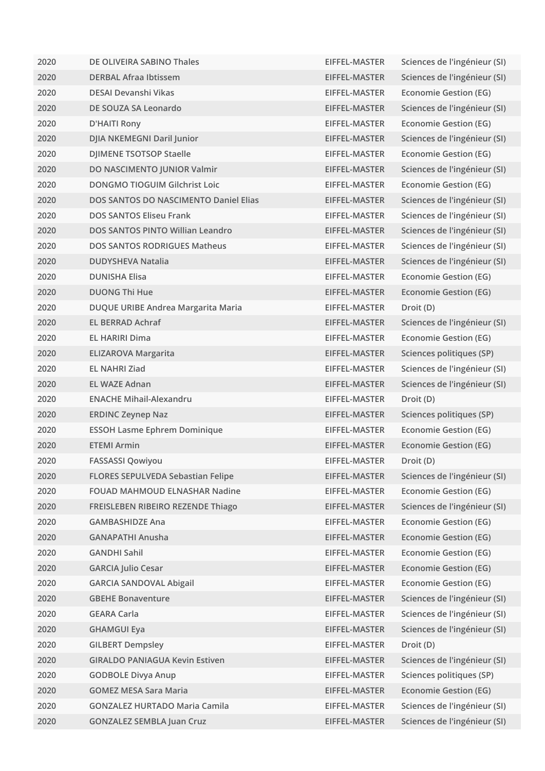| | | | |
|---|---|---|---|
| 2020 | DE OLIVEIRA SABINO Thales | EIFFEL-MASTER | Sciences de l'ingénieur (SI) |
| 2020 | DERBAL Afraa Ibtissem | EIFFEL-MASTER | Sciences de l'ingénieur (SI) |
| 2020 | DESAI Devanshi Vikas | EIFFEL-MASTER | Economie Gestion (EG) |
| 2020 | DE SOUZA SA Leonardo | EIFFEL-MASTER | Sciences de l'ingénieur (SI) |
| 2020 | D'HAITI Rony | EIFFEL-MASTER | Economie Gestion (EG) |
| 2020 | DJIA NKEMEGNI Daril Junior | EIFFEL-MASTER | Sciences de l'ingénieur (SI) |
| 2020 | DJIMENE TSOTSOP Staelle | EIFFEL-MASTER | Economie Gestion (EG) |
| 2020 | DO NASCIMENTO JUNIOR Valmir | EIFFEL-MASTER | Sciences de l'ingénieur (SI) |
| 2020 | DONGMO TIOGUIM Gilchrist Loic | EIFFEL-MASTER | Economie Gestion (EG) |
| 2020 | DOS SANTOS DO NASCIMENTO Daniel Elias | EIFFEL-MASTER | Sciences de l'ingénieur (SI) |
| 2020 | DOS SANTOS Eliseu Frank | EIFFEL-MASTER | Sciences de l'ingénieur (SI) |
| 2020 | DOS SANTOS PINTO Willian Leandro | EIFFEL-MASTER | Sciences de l'ingénieur (SI) |
| 2020 | DOS SANTOS RODRIGUES Matheus | EIFFEL-MASTER | Sciences de l'ingénieur (SI) |
| 2020 | DUDYSHEVA Natalia | EIFFEL-MASTER | Sciences de l'ingénieur (SI) |
| 2020 | DUNISHA Elisa | EIFFEL-MASTER | Economie Gestion (EG) |
| 2020 | DUONG Thi Hue | EIFFEL-MASTER | Economie Gestion (EG) |
| 2020 | DUQUE URIBE Andrea Margarita Maria | EIFFEL-MASTER | Droit (D) |
| 2020 | EL BERRAD Achraf | EIFFEL-MASTER | Sciences de l'ingénieur (SI) |
| 2020 | EL HARIRI Dima | EIFFEL-MASTER | Economie Gestion (EG) |
| 2020 | ELIZAROVA Margarita | EIFFEL-MASTER | Sciences politiques (SP) |
| 2020 | EL NAHRI Ziad | EIFFEL-MASTER | Sciences de l'ingénieur (SI) |
| 2020 | EL WAZE Adnan | EIFFEL-MASTER | Sciences de l'ingénieur (SI) |
| 2020 | ENACHE Mihail-Alexandru | EIFFEL-MASTER | Droit (D) |
| 2020 | ERDINC Zeynep Naz | EIFFEL-MASTER | Sciences politiques (SP) |
| 2020 | ESSOH Lasme Ephrem Dominique | EIFFEL-MASTER | Economie Gestion (EG) |
| 2020 | ETEMI Armin | EIFFEL-MASTER | Economie Gestion (EG) |
| 2020 | FASSASSI Qowiyou | EIFFEL-MASTER | Droit (D) |
| 2020 | FLORES SEPULVEDA Sebastian Felipe | EIFFEL-MASTER | Sciences de l'ingénieur (SI) |
| 2020 | FOUAD MAHMOUD ELNASHAR Nadine | EIFFEL-MASTER | Economie Gestion (EG) |
| 2020 | FREISLEBEN RIBEIRO REZENDE Thiago | EIFFEL-MASTER | Sciences de l'ingénieur (SI) |
| 2020 | GAMBASHIDZE Ana | EIFFEL-MASTER | Economie Gestion (EG) |
| 2020 | GANAPATHI Anusha | EIFFEL-MASTER | Economie Gestion (EG) |
| 2020 | GANDHI Sahil | EIFFEL-MASTER | Economie Gestion (EG) |
| 2020 | GARCIA Julio Cesar | EIFFEL-MASTER | Economie Gestion (EG) |
| 2020 | GARCIA SANDOVAL Abigail | EIFFEL-MASTER | Economie Gestion (EG) |
| 2020 | GBEHE Bonaventure | EIFFEL-MASTER | Sciences de l'ingénieur (SI) |
| 2020 | GEARA Carla | EIFFEL-MASTER | Sciences de l'ingénieur (SI) |
| 2020 | GHAMGUI Eya | EIFFEL-MASTER | Sciences de l'ingénieur (SI) |
| 2020 | GILBERT Dempsley | EIFFEL-MASTER | Droit (D) |
| 2020 | GIRALDO PANIAGUA Kevin Estiven | EIFFEL-MASTER | Sciences de l'ingénieur (SI) |
| 2020 | GODBOLE Divya Anup | EIFFEL-MASTER | Sciences politiques (SP) |
| 2020 | GOMEZ MESA Sara Maria | EIFFEL-MASTER | Economie Gestion (EG) |
| 2020 | GONZALEZ HURTADO Maria Camila | EIFFEL-MASTER | Sciences de l'ingénieur (SI) |
| 2020 | GONZALEZ SEMBLA Juan Cruz | EIFFEL-MASTER | Sciences de l'ingénieur (SI) |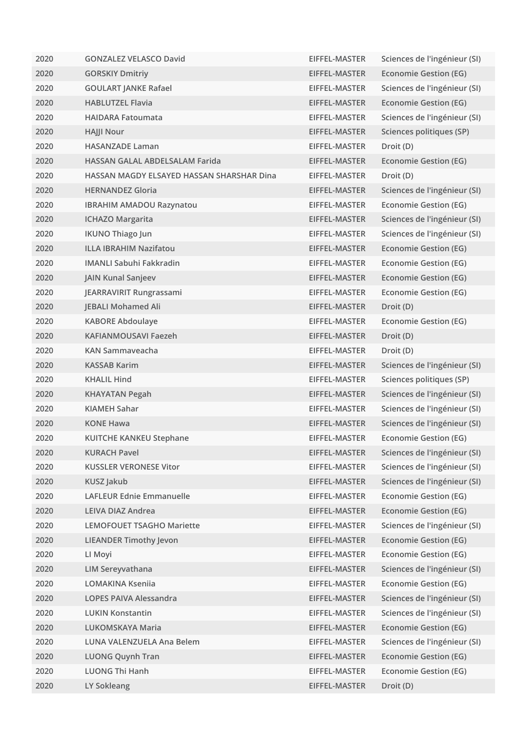| | | | |
|---|---|---|---|
| 2020 | GONZALEZ VELASCO David | EIFFEL-MASTER | Sciences de l'ingénieur (SI) |
| 2020 | GORSKIY Dmitriy | EIFFEL-MASTER | Economie Gestion (EG) |
| 2020 | GOULART JANKE Rafael | EIFFEL-MASTER | Sciences de l'ingénieur (SI) |
| 2020 | HABLUTZEL Flavia | EIFFEL-MASTER | Economie Gestion (EG) |
| 2020 | HAIDARA Fatoumata | EIFFEL-MASTER | Sciences de l'ingénieur (SI) |
| 2020 | HAJJI Nour | EIFFEL-MASTER | Sciences politiques (SP) |
| 2020 | HASANZADE Laman | EIFFEL-MASTER | Droit (D) |
| 2020 | HASSAN GALAL ABDELSALAM Farida | EIFFEL-MASTER | Economie Gestion (EG) |
| 2020 | HASSAN MAGDY ELSAYED HASSAN SHARSHAR Dina | EIFFEL-MASTER | Droit (D) |
| 2020 | HERNANDEZ Gloria | EIFFEL-MASTER | Sciences de l'ingénieur (SI) |
| 2020 | IBRAHIM AMADOU Razynatou | EIFFEL-MASTER | Economie Gestion (EG) |
| 2020 | ICHAZO Margarita | EIFFEL-MASTER | Sciences de l'ingénieur (SI) |
| 2020 | IKUNO Thiago Jun | EIFFEL-MASTER | Sciences de l'ingénieur (SI) |
| 2020 | ILLA IBRAHIM Nazifatou | EIFFEL-MASTER | Economie Gestion (EG) |
| 2020 | IMANLI Sabuhi Fakkradin | EIFFEL-MASTER | Economie Gestion (EG) |
| 2020 | JAIN Kunal Sanjeev | EIFFEL-MASTER | Economie Gestion (EG) |
| 2020 | JEARRAVIRIT Rungrassami | EIFFEL-MASTER | Economie Gestion (EG) |
| 2020 | JEBALI Mohamed Ali | EIFFEL-MASTER | Droit (D) |
| 2020 | KABORE Abdoulaye | EIFFEL-MASTER | Economie Gestion (EG) |
| 2020 | KAFIANMOUSAVI Faezeh | EIFFEL-MASTER | Droit (D) |
| 2020 | KAN Sammaveacha | EIFFEL-MASTER | Droit (D) |
| 2020 | KASSAB Karim | EIFFEL-MASTER | Sciences de l'ingénieur (SI) |
| 2020 | KHALIL Hind | EIFFEL-MASTER | Sciences politiques (SP) |
| 2020 | KHAYATAN Pegah | EIFFEL-MASTER | Sciences de l'ingénieur (SI) |
| 2020 | KIAMEH Sahar | EIFFEL-MASTER | Sciences de l'ingénieur (SI) |
| 2020 | KONE Hawa | EIFFEL-MASTER | Sciences de l'ingénieur (SI) |
| 2020 | KUITCHE KANKEU Stephane | EIFFEL-MASTER | Economie Gestion (EG) |
| 2020 | KURACH Pavel | EIFFEL-MASTER | Sciences de l'ingénieur (SI) |
| 2020 | KUSSLER VERONESE Vitor | EIFFEL-MASTER | Sciences de l'ingénieur (SI) |
| 2020 | KUSZ Jakub | EIFFEL-MASTER | Sciences de l'ingénieur (SI) |
| 2020 | LAFLEUR Ednie Emmanuelle | EIFFEL-MASTER | Economie Gestion (EG) |
| 2020 | LEIVA DIAZ Andrea | EIFFEL-MASTER | Economie Gestion (EG) |
| 2020 | LEMOFOUET TSAGHO Mariette | EIFFEL-MASTER | Sciences de l'ingénieur (SI) |
| 2020 | LIEANDER Timothy Jevon | EIFFEL-MASTER | Economie Gestion (EG) |
| 2020 | LI Moyi | EIFFEL-MASTER | Economie Gestion (EG) |
| 2020 | LIM Sereyvathana | EIFFEL-MASTER | Sciences de l'ingénieur (SI) |
| 2020 | LOMAKINA Kseniia | EIFFEL-MASTER | Economie Gestion (EG) |
| 2020 | LOPES PAIVA Alessandra | EIFFEL-MASTER | Sciences de l'ingénieur (SI) |
| 2020 | LUKIN Konstantin | EIFFEL-MASTER | Sciences de l'ingénieur (SI) |
| 2020 | LUKOMSKAYA Maria | EIFFEL-MASTER | Economie Gestion (EG) |
| 2020 | LUNA VALENZUELA Ana Belem | EIFFEL-MASTER | Sciences de l'ingénieur (SI) |
| 2020 | LUONG Quynh Tran | EIFFEL-MASTER | Economie Gestion (EG) |
| 2020 | LUONG Thi Hanh | EIFFEL-MASTER | Economie Gestion (EG) |
| 2020 | LY Sokleang | EIFFEL-MASTER | Droit (D) |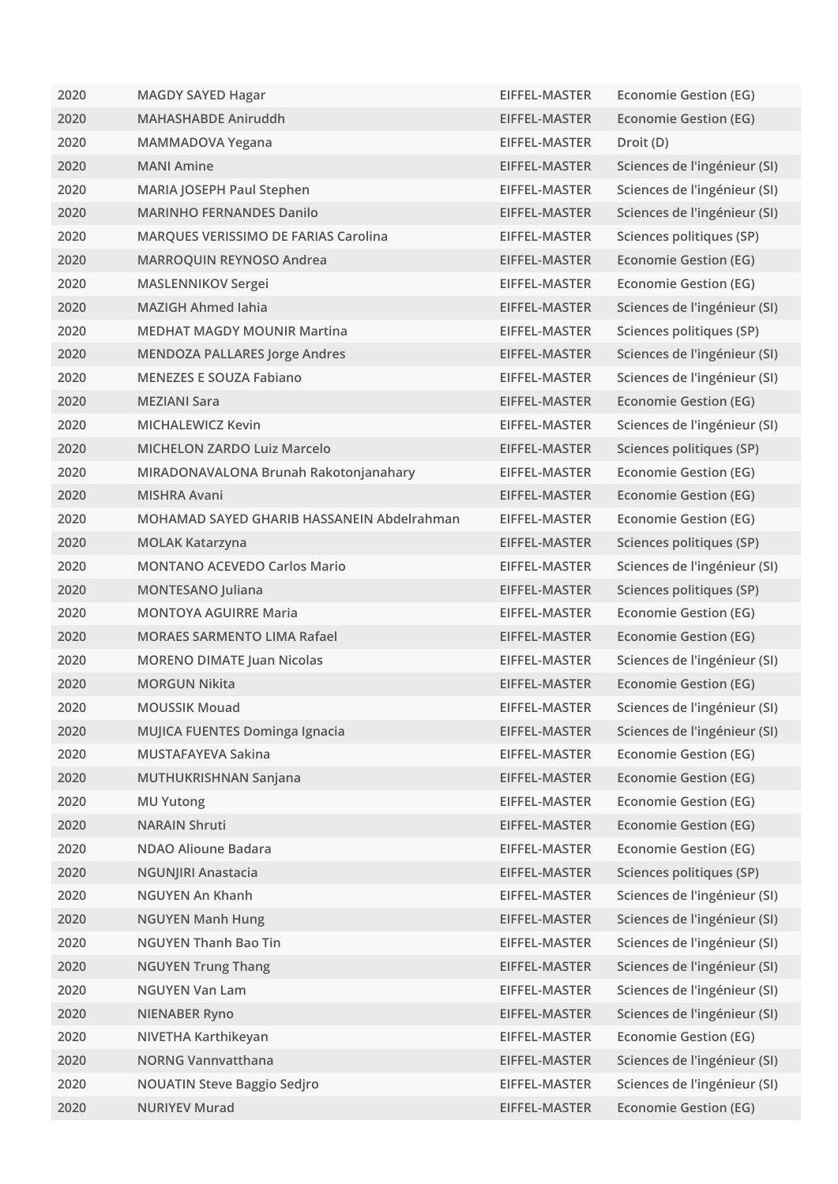| | | | |
|---|---|---|---|
| 2020 | MAGDY SAYED Hagar | EIFFEL-MASTER | Economie Gestion (EG) |
| 2020 | MAHASHABDE Aniruddh | EIFFEL-MASTER | Economie Gestion (EG) |
| 2020 | MAMMADOVA Yegana | EIFFEL-MASTER | Droit (D) |
| 2020 | MANI Amine | EIFFEL-MASTER | Sciences de l'ingénieur (SI) |
| 2020 | MARIA JOSEPH Paul Stephen | EIFFEL-MASTER | Sciences de l'ingénieur (SI) |
| 2020 | MARINHO FERNANDES Danilo | EIFFEL-MASTER | Sciences de l'ingénieur (SI) |
| 2020 | MARQUES VERISSIMO DE FARIAS Carolina | EIFFEL-MASTER | Sciences politiques (SP) |
| 2020 | MARROQUIN REYNOSO Andrea | EIFFEL-MASTER | Economie Gestion (EG) |
| 2020 | MASLENNIKOV Sergei | EIFFEL-MASTER | Economie Gestion (EG) |
| 2020 | MAZIGH Ahmed Iahia | EIFFEL-MASTER | Sciences de l'ingénieur (SI) |
| 2020 | MEDHAT MAGDY MOUNIR Martina | EIFFEL-MASTER | Sciences politiques (SP) |
| 2020 | MENDOZA PALLARES Jorge Andres | EIFFEL-MASTER | Sciences de l'ingénieur (SI) |
| 2020 | MENEZES E SOUZA Fabiano | EIFFEL-MASTER | Sciences de l'ingénieur (SI) |
| 2020 | MEZIANI Sara | EIFFEL-MASTER | Economie Gestion (EG) |
| 2020 | MICHALEWICZ Kevin | EIFFEL-MASTER | Sciences de l'ingénieur (SI) |
| 2020 | MICHELON ZARDO Luiz Marcelo | EIFFEL-MASTER | Sciences politiques (SP) |
| 2020 | MIRADONAVALONA Brunah Rakotonjanahary | EIFFEL-MASTER | Economie Gestion (EG) |
| 2020 | MISHRA Avani | EIFFEL-MASTER | Economie Gestion (EG) |
| 2020 | MOHAMAD SAYED GHARIB HASSANEIN Abdelrahman | EIFFEL-MASTER | Economie Gestion (EG) |
| 2020 | MOLAK Katarzyna | EIFFEL-MASTER | Sciences politiques (SP) |
| 2020 | MONTANO ACEVEDO Carlos Mario | EIFFEL-MASTER | Sciences de l'ingénieur (SI) |
| 2020 | MONTESANO Juliana | EIFFEL-MASTER | Sciences politiques (SP) |
| 2020 | MONTOYA AGUIRRE Maria | EIFFEL-MASTER | Economie Gestion (EG) |
| 2020 | MORAES SARMENTO LIMA Rafael | EIFFEL-MASTER | Economie Gestion (EG) |
| 2020 | MORENO DIMATE Juan Nicolas | EIFFEL-MASTER | Sciences de l'ingénieur (SI) |
| 2020 | MORGUN Nikita | EIFFEL-MASTER | Economie Gestion (EG) |
| 2020 | MOUSSIK Mouad | EIFFEL-MASTER | Sciences de l'ingénieur (SI) |
| 2020 | MUJICA FUENTES Dominga Ignacia | EIFFEL-MASTER | Sciences de l'ingénieur (SI) |
| 2020 | MUSTAFAYEVA Sakina | EIFFEL-MASTER | Economie Gestion (EG) |
| 2020 | MUTHUKRISHNAN Sanjana | EIFFEL-MASTER | Economie Gestion (EG) |
| 2020 | MU Yutong | EIFFEL-MASTER | Economie Gestion (EG) |
| 2020 | NARAIN Shruti | EIFFEL-MASTER | Economie Gestion (EG) |
| 2020 | NDAO Alioune Badara | EIFFEL-MASTER | Economie Gestion (EG) |
| 2020 | NGUNJIRI Anastacia | EIFFEL-MASTER | Sciences politiques (SP) |
| 2020 | NGUYEN An Khanh | EIFFEL-MASTER | Sciences de l'ingénieur (SI) |
| 2020 | NGUYEN Manh Hung | EIFFEL-MASTER | Sciences de l'ingénieur (SI) |
| 2020 | NGUYEN Thanh Bao Tin | EIFFEL-MASTER | Sciences de l'ingénieur (SI) |
| 2020 | NGUYEN Trung Thang | EIFFEL-MASTER | Sciences de l'ingénieur (SI) |
| 2020 | NGUYEN Van Lam | EIFFEL-MASTER | Sciences de l'ingénieur (SI) |
| 2020 | NIENABER Ryno | EIFFEL-MASTER | Sciences de l'ingénieur (SI) |
| 2020 | NIVETHA Karthikeyan | EIFFEL-MASTER | Economie Gestion (EG) |
| 2020 | NORNG Vannvatthana | EIFFEL-MASTER | Sciences de l'ingénieur (SI) |
| 2020 | NOUATIN Steve Baggio Sedjro | EIFFEL-MASTER | Sciences de l'ingénieur (SI) |
| 2020 | NURIYEV Murad | EIFFEL-MASTER | Economie Gestion (EG) |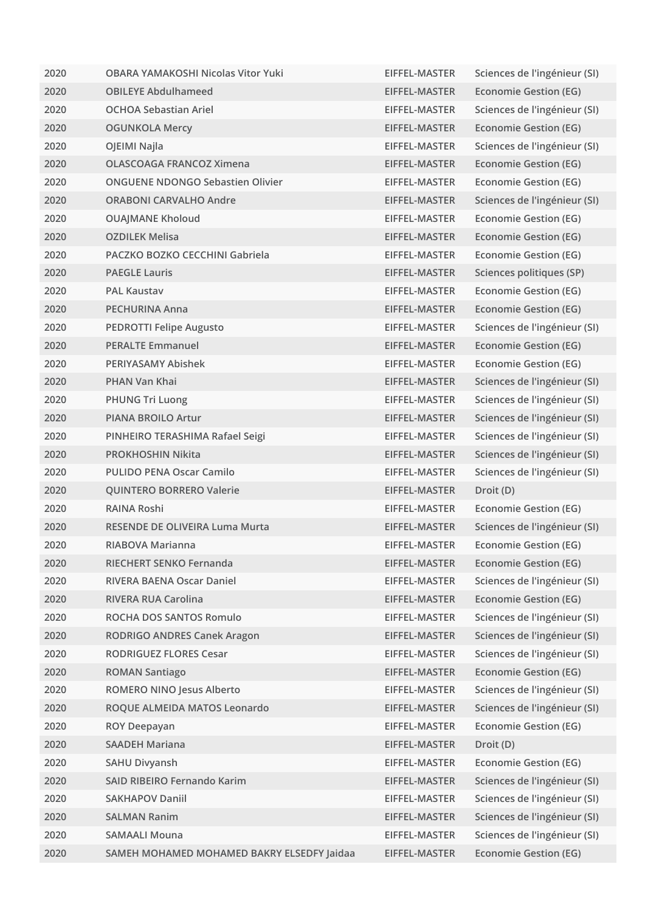| | | | |
|---|---|---|---|
| 2020 | OBARA YAMAKOSHI Nicolas Vitor Yuki | EIFFEL-MASTER | Sciences de l'ingénieur (SI) |
| 2020 | OBILEYE Abdulhameed | EIFFEL-MASTER | Economie Gestion (EG) |
| 2020 | OCHOA Sebastian Ariel | EIFFEL-MASTER | Sciences de l'ingénieur (SI) |
| 2020 | OGUNKOLA Mercy | EIFFEL-MASTER | Economie Gestion (EG) |
| 2020 | OJEIMI Najla | EIFFEL-MASTER | Sciences de l'ingénieur (SI) |
| 2020 | OLASCOAGA FRANCOZ Ximena | EIFFEL-MASTER | Economie Gestion (EG) |
| 2020 | ONGUENE NDONGO Sebastien Olivier | EIFFEL-MASTER | Economie Gestion (EG) |
| 2020 | ORABONI CARVALHO Andre | EIFFEL-MASTER | Sciences de l'ingénieur (SI) |
| 2020 | OUAJMANE Kholoud | EIFFEL-MASTER | Economie Gestion (EG) |
| 2020 | OZDILEK Melisa | EIFFEL-MASTER | Economie Gestion (EG) |
| 2020 | PACZKO BOZKO CECCHINI Gabriela | EIFFEL-MASTER | Economie Gestion (EG) |
| 2020 | PAEGLE Lauris | EIFFEL-MASTER | Sciences politiques (SP) |
| 2020 | PAL Kaustav | EIFFEL-MASTER | Economie Gestion (EG) |
| 2020 | PECHURINA Anna | EIFFEL-MASTER | Economie Gestion (EG) |
| 2020 | PEDROTTI Felipe Augusto | EIFFEL-MASTER | Sciences de l'ingénieur (SI) |
| 2020 | PERALTE Emmanuel | EIFFEL-MASTER | Economie Gestion (EG) |
| 2020 | PERIYASAMY Abishek | EIFFEL-MASTER | Economie Gestion (EG) |
| 2020 | PHAN Van Khai | EIFFEL-MASTER | Sciences de l'ingénieur (SI) |
| 2020 | PHUNG Tri Luong | EIFFEL-MASTER | Sciences de l'ingénieur (SI) |
| 2020 | PIANA BROILO Artur | EIFFEL-MASTER | Sciences de l'ingénieur (SI) |
| 2020 | PINHEIRO TERASHIMA Rafael Seigi | EIFFEL-MASTER | Sciences de l'ingénieur (SI) |
| 2020 | PROKHOSHIN Nikita | EIFFEL-MASTER | Sciences de l'ingénieur (SI) |
| 2020 | PULIDO PENA Oscar Camilo | EIFFEL-MASTER | Sciences de l'ingénieur (SI) |
| 2020 | QUINTERO BORRERO Valerie | EIFFEL-MASTER | Droit (D) |
| 2020 | RAINA Roshi | EIFFEL-MASTER | Economie Gestion (EG) |
| 2020 | RESENDE DE OLIVEIRA Luma Murta | EIFFEL-MASTER | Sciences de l'ingénieur (SI) |
| 2020 | RIABOVA Marianna | EIFFEL-MASTER | Economie Gestion (EG) |
| 2020 | RIECHERT SENKO Fernanda | EIFFEL-MASTER | Economie Gestion (EG) |
| 2020 | RIVERA BAENA Oscar Daniel | EIFFEL-MASTER | Sciences de l'ingénieur (SI) |
| 2020 | RIVERA RUA Carolina | EIFFEL-MASTER | Economie Gestion (EG) |
| 2020 | ROCHA DOS SANTOS Romulo | EIFFEL-MASTER | Sciences de l'ingénieur (SI) |
| 2020 | RODRIGO ANDRES Canek Aragon | EIFFEL-MASTER | Sciences de l'ingénieur (SI) |
| 2020 | RODRIGUEZ FLORES Cesar | EIFFEL-MASTER | Sciences de l'ingénieur (SI) |
| 2020 | ROMAN Santiago | EIFFEL-MASTER | Economie Gestion (EG) |
| 2020 | ROMERO NINO Jesus Alberto | EIFFEL-MASTER | Sciences de l'ingénieur (SI) |
| 2020 | ROQUE ALMEIDA MATOS Leonardo | EIFFEL-MASTER | Sciences de l'ingénieur (SI) |
| 2020 | ROY Deepayan | EIFFEL-MASTER | Economie Gestion (EG) |
| 2020 | SAADEH Mariana | EIFFEL-MASTER | Droit (D) |
| 2020 | SAHU Divyansh | EIFFEL-MASTER | Economie Gestion (EG) |
| 2020 | SAID RIBEIRO Fernando Karim | EIFFEL-MASTER | Sciences de l'ingénieur (SI) |
| 2020 | SAKHAPOV Daniil | EIFFEL-MASTER | Sciences de l'ingénieur (SI) |
| 2020 | SALMAN Ranim | EIFFEL-MASTER | Sciences de l'ingénieur (SI) |
| 2020 | SAMAALI Mouna | EIFFEL-MASTER | Sciences de l'ingénieur (SI) |
| 2020 | SAMEH MOHAMED MOHAMED BAKRY ELSEDFY Jaidaa | EIFFEL-MASTER | Economie Gestion (EG) |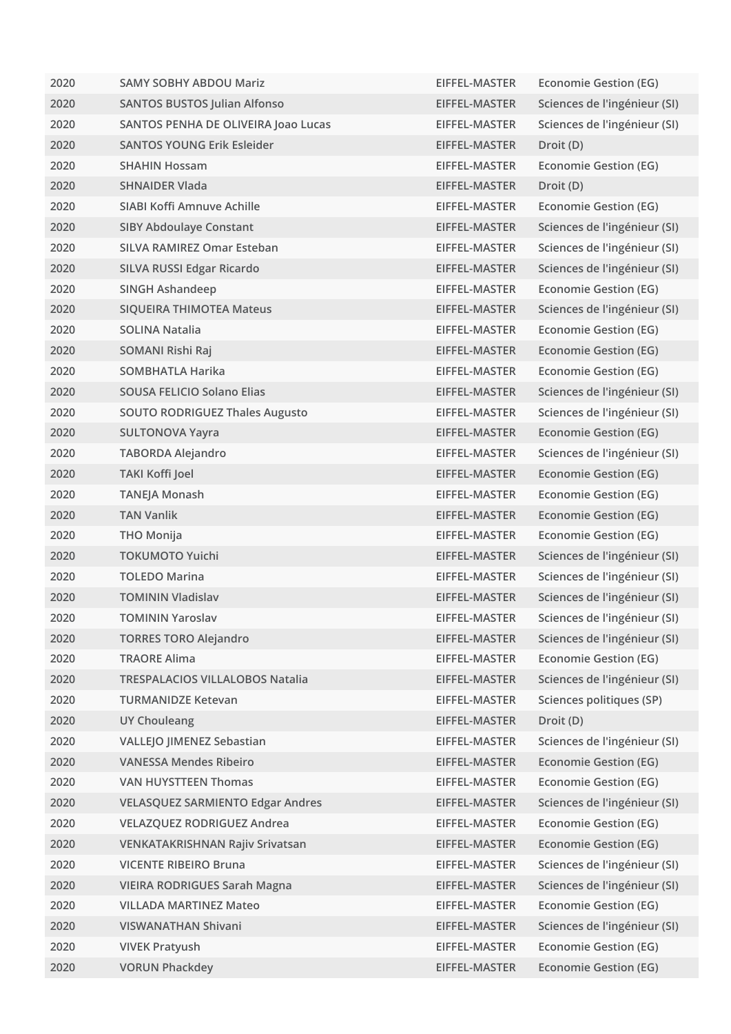| 2020 | SAMY SOBHY ABDOU Mariz | EIFFEL-MASTER | Economie Gestion (EG) |
|---|---|---|---|
| 2020 | SANTOS BUSTOS Julian Alfonso | EIFFEL-MASTER | Sciences de l'ingénieur (SI) |
| 2020 | SANTOS PENHA DE OLIVEIRA Joao Lucas | EIFFEL-MASTER | Sciences de l'ingénieur (SI) |
| 2020 | SANTOS YOUNG Erik Esleider | EIFFEL-MASTER | Droit (D) |
| 2020 | SHAHIN Hossam | EIFFEL-MASTER | Economie Gestion (EG) |
| 2020 | SHNAIDER Vlada | EIFFEL-MASTER | Droit (D) |
| 2020 | SIABI Koffi Amnuve Achille | EIFFEL-MASTER | Economie Gestion (EG) |
| 2020 | SIBY Abdoulaye Constant | EIFFEL-MASTER | Sciences de l'ingénieur (SI) |
| 2020 | SILVA RAMIREZ Omar Esteban | EIFFEL-MASTER | Sciences de l'ingénieur (SI) |
| 2020 | SILVA RUSSI Edgar Ricardo | EIFFEL-MASTER | Sciences de l'ingénieur (SI) |
| 2020 | SINGH Ashandeep | EIFFEL-MASTER | Economie Gestion (EG) |
| 2020 | SIQUEIRA THIMOTEA Mateus | EIFFEL-MASTER | Sciences de l'ingénieur (SI) |
| 2020 | SOLINA Natalia | EIFFEL-MASTER | Economie Gestion (EG) |
| 2020 | SOMANI Rishi Raj | EIFFEL-MASTER | Economie Gestion (EG) |
| 2020 | SOMBHATLA Harika | EIFFEL-MASTER | Economie Gestion (EG) |
| 2020 | SOUSA FELICIO Solano Elias | EIFFEL-MASTER | Sciences de l'ingénieur (SI) |
| 2020 | SOUTO RODRIGUEZ Thales Augusto | EIFFEL-MASTER | Sciences de l'ingénieur (SI) |
| 2020 | SULTONOVA Yayra | EIFFEL-MASTER | Economie Gestion (EG) |
| 2020 | TABORDA Alejandro | EIFFEL-MASTER | Sciences de l'ingénieur (SI) |
| 2020 | TAKI Koffi Joel | EIFFEL-MASTER | Economie Gestion (EG) |
| 2020 | TANEJA Monash | EIFFEL-MASTER | Economie Gestion (EG) |
| 2020 | TAN Vanlik | EIFFEL-MASTER | Economie Gestion (EG) |
| 2020 | THO Monija | EIFFEL-MASTER | Economie Gestion (EG) |
| 2020 | TOKUMOTO Yuichi | EIFFEL-MASTER | Sciences de l'ingénieur (SI) |
| 2020 | TOLEDO Marina | EIFFEL-MASTER | Sciences de l'ingénieur (SI) |
| 2020 | TOMININ Vladislav | EIFFEL-MASTER | Sciences de l'ingénieur (SI) |
| 2020 | TOMININ Yaroslav | EIFFEL-MASTER | Sciences de l'ingénieur (SI) |
| 2020 | TORRES TORO Alejandro | EIFFEL-MASTER | Sciences de l'ingénieur (SI) |
| 2020 | TRAORE Alima | EIFFEL-MASTER | Economie Gestion (EG) |
| 2020 | TRESPALACIOS VILLALOBOS Natalia | EIFFEL-MASTER | Sciences de l'ingénieur (SI) |
| 2020 | TURMANIDZE Ketevan | EIFFEL-MASTER | Sciences politiques (SP) |
| 2020 | UY Chouleang | EIFFEL-MASTER | Droit (D) |
| 2020 | VALLEJO JIMENEZ Sebastian | EIFFEL-MASTER | Sciences de l'ingénieur (SI) |
| 2020 | VANESSA Mendes Ribeiro | EIFFEL-MASTER | Economie Gestion (EG) |
| 2020 | VAN HUYSTTEEN Thomas | EIFFEL-MASTER | Economie Gestion (EG) |
| 2020 | VELASQUEZ SARMIENTO Edgar Andres | EIFFEL-MASTER | Sciences de l'ingénieur (SI) |
| 2020 | VELAZQUEZ RODRIGUEZ Andrea | EIFFEL-MASTER | Economie Gestion (EG) |
| 2020 | VENKATAKRISHNAN Rajiv Srivatsan | EIFFEL-MASTER | Economie Gestion (EG) |
| 2020 | VICENTE RIBEIRO Bruna | EIFFEL-MASTER | Sciences de l'ingénieur (SI) |
| 2020 | VIEIRA RODRIGUES Sarah Magna | EIFFEL-MASTER | Sciences de l'ingénieur (SI) |
| 2020 | VILLADA MARTINEZ Mateo | EIFFEL-MASTER | Economie Gestion (EG) |
| 2020 | VISWANATHAN Shivani | EIFFEL-MASTER | Sciences de l'ingénieur (SI) |
| 2020 | VIVEK Pratyush | EIFFEL-MASTER | Economie Gestion (EG) |
| 2020 | VORUN Phackdey | EIFFEL-MASTER | Economie Gestion (EG) |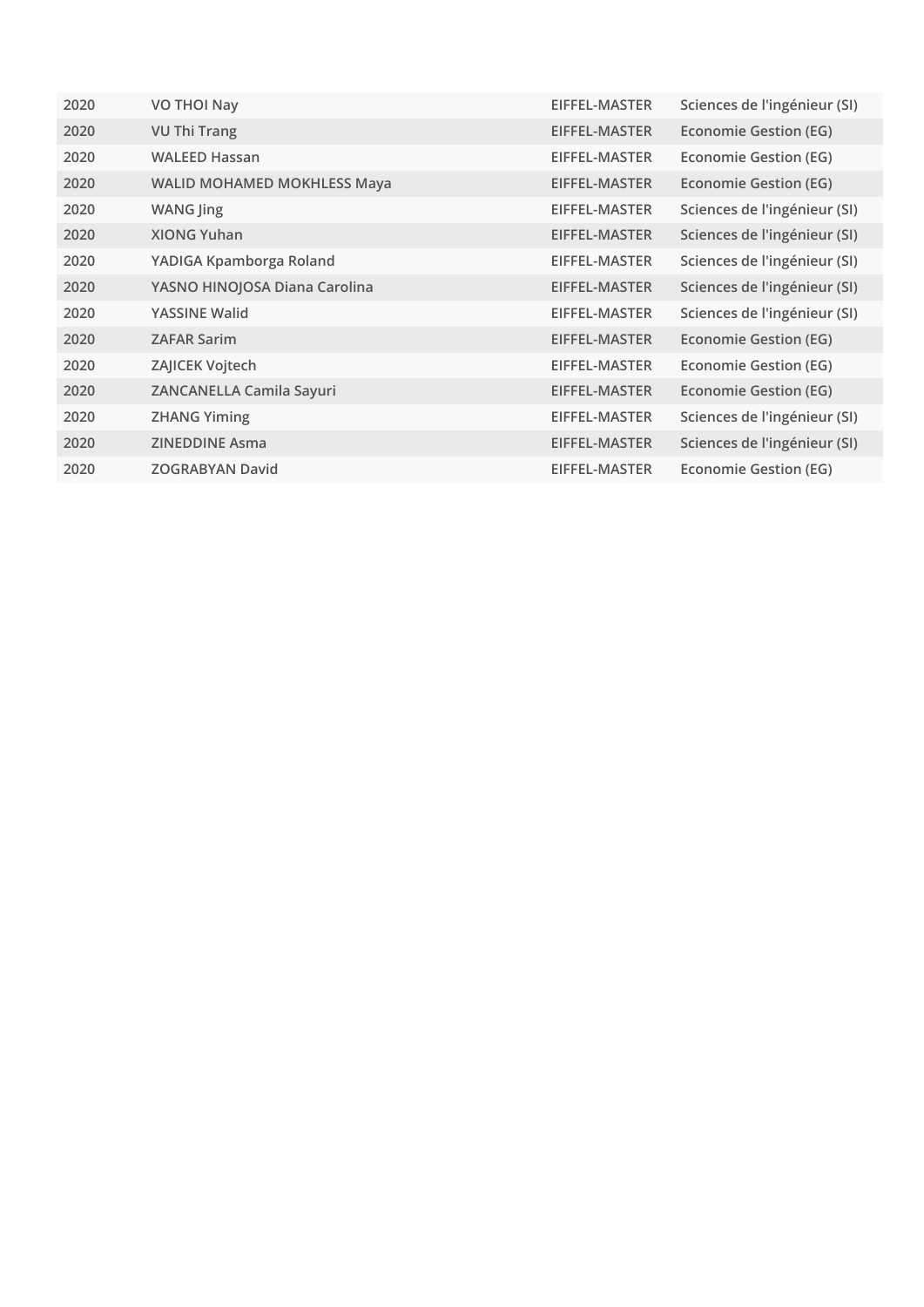| | | | |
|---|---|---|---|
| 2020 | VO THOI Nay | EIFFEL-MASTER | Sciences de l'ingénieur (SI) |
| 2020 | VU Thi Trang | EIFFEL-MASTER | Economie Gestion (EG) |
| 2020 | WALEED Hassan | EIFFEL-MASTER | Economie Gestion (EG) |
| 2020 | WALID MOHAMED MOKHLESS Maya | EIFFEL-MASTER | Economie Gestion (EG) |
| 2020 | WANG Jing | EIFFEL-MASTER | Sciences de l'ingénieur (SI) |
| 2020 | XIONG Yuhan | EIFFEL-MASTER | Sciences de l'ingénieur (SI) |
| 2020 | YADIGA Kpamborga Roland | EIFFEL-MASTER | Sciences de l'ingénieur (SI) |
| 2020 | YASNO HINOJOSA Diana Carolina | EIFFEL-MASTER | Sciences de l'ingénieur (SI) |
| 2020 | YASSINE Walid | EIFFEL-MASTER | Sciences de l'ingénieur (SI) |
| 2020 | ZAFAR Sarim | EIFFEL-MASTER | Economie Gestion (EG) |
| 2020 | ZAJICEK Vojtech | EIFFEL-MASTER | Economie Gestion (EG) |
| 2020 | ZANCANELLA Camila Sayuri | EIFFEL-MASTER | Economie Gestion (EG) |
| 2020 | ZHANG Yiming | EIFFEL-MASTER | Sciences de l'ingénieur (SI) |
| 2020 | ZINEDDINE Asma | EIFFEL-MASTER | Sciences de l'ingénieur (SI) |
| 2020 | ZOGRABYAN David | EIFFEL-MASTER | Economie Gestion (EG) |